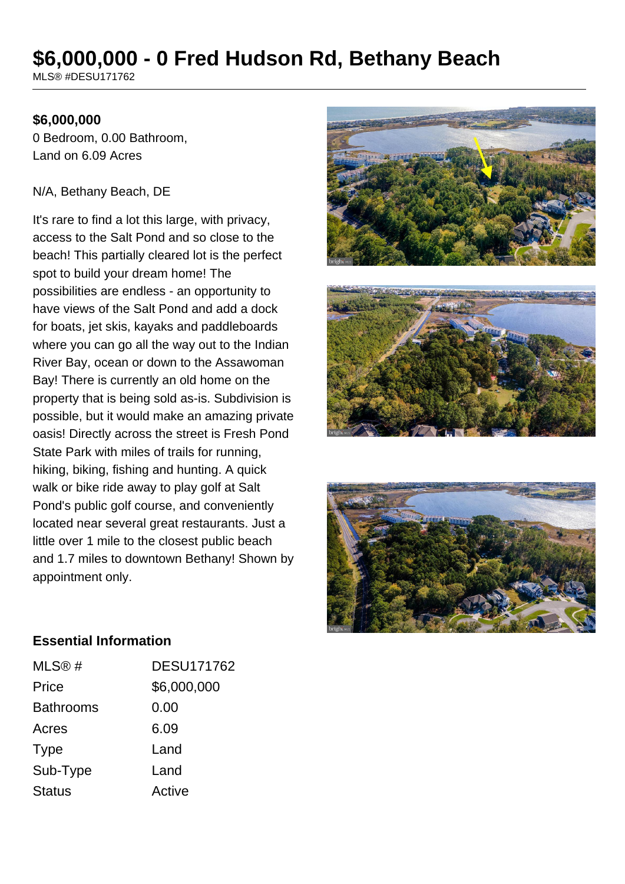# $6,000,000 - 0 Fred Hudson Rd, Bethany Beach

MLS® #DESU171762

**$6,000,000**

0 Bedroom, 0.00 Bathroom,
Land on 6.09 Acres

N/A, Bethany Beach, DE

It's rare to find a lot this large, with privacy, access to the Salt Pond and so close to the beach! This partially cleared lot is the perfect spot to build your dream home! The possibilities are endless - an opportunity to have views of the Salt Pond and add a dock for boats, jet skis, kayaks and paddleboards where you can go all the way out to the Indian River Bay, ocean or down to the Assawoman Bay! There is currently an old home on the property that is being sold as-is. Subdivision is possible, but it would make an amazing private oasis! Directly across the street is Fresh Pond State Park with miles of trails for running, hiking, biking, fishing and hunting. A quick walk or bike ride away to play golf at Salt Pond's public golf course, and conveniently located near several great restaurants. Just a little over 1 mile to the closest public beach and 1.7 miles to downtown Bethany! Shown by appointment only.

## Essential Information

| | |
|---|---|
| MLS® # | DESU171762 |
| Price | $6,000,000 |
| Bathrooms | 0.00 |
| Acres | 6.09 |
| Type | Land |
| Sub-Type | Land |
| Status | Active |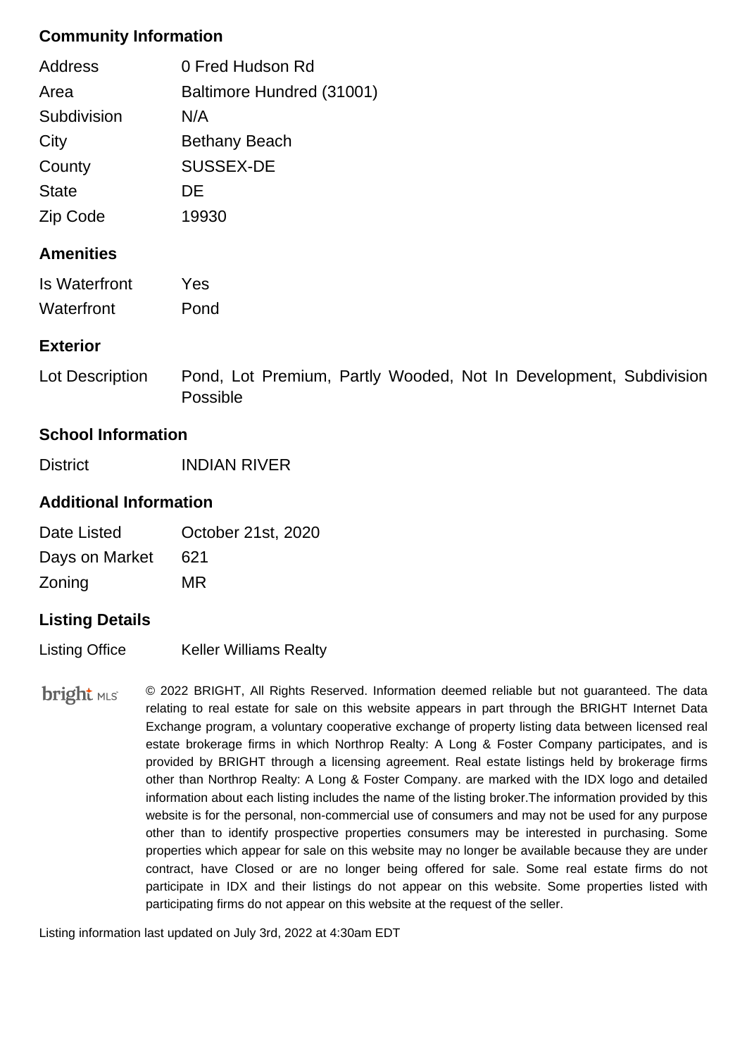## Community Information

| | |
|---|---|
| Address | 0 Fred Hudson Rd |
| Area | Baltimore Hundred (31001) |
| Subdivision | N/A |
| City | Bethany Beach |
| County | SUSSEX-DE |
| State | DE |
| Zip Code | 19930 |

## Amenities

| | |
|---|---|
| Is Waterfront | Yes |
| Waterfront | Pond |

## Exterior

| | |
|---|---|
| Lot Description | Pond, Lot Premium, Partly Wooded, Not In Development, Subdivision Possible |

## School Information

| | |
|---|---|
| District | INDIAN RIVER |

## Additional Information

| | |
|---|---|
| Date Listed | October 21st, 2020 |
| Days on Market | 621 |
| Zoning | MR |

## Listing Details

| | |
|---|---|
| Listing Office | Keller Williams Realty |

bright MLS

© 2022 BRIGHT, All Rights Reserved. Information deemed reliable but not guaranteed. The data relating to real estate for sale on this website appears in part through the BRIGHT Internet Data Exchange program, a voluntary cooperative exchange of property listing data between licensed real estate brokerage firms in which Northrop Realty: A Long & Foster Company participates, and is provided by BRIGHT through a licensing agreement. Real estate listings held by brokerage firms other than Northrop Realty: A Long & Foster Company. are marked with the IDX logo and detailed information about each listing includes the name of the listing broker.The information provided by this website is for the personal, non-commercial use of consumers and may not be used for any purpose other than to identify prospective properties consumers may be interested in purchasing. Some properties which appear for sale on this website may no longer be available because they are under contract, have Closed or are no longer being offered for sale. Some real estate firms do not participate in IDX and their listings do not appear on this website. Some properties listed with participating firms do not appear on this website at the request of the seller.

Listing information last updated on July 3rd, 2022 at 4:30am EDT